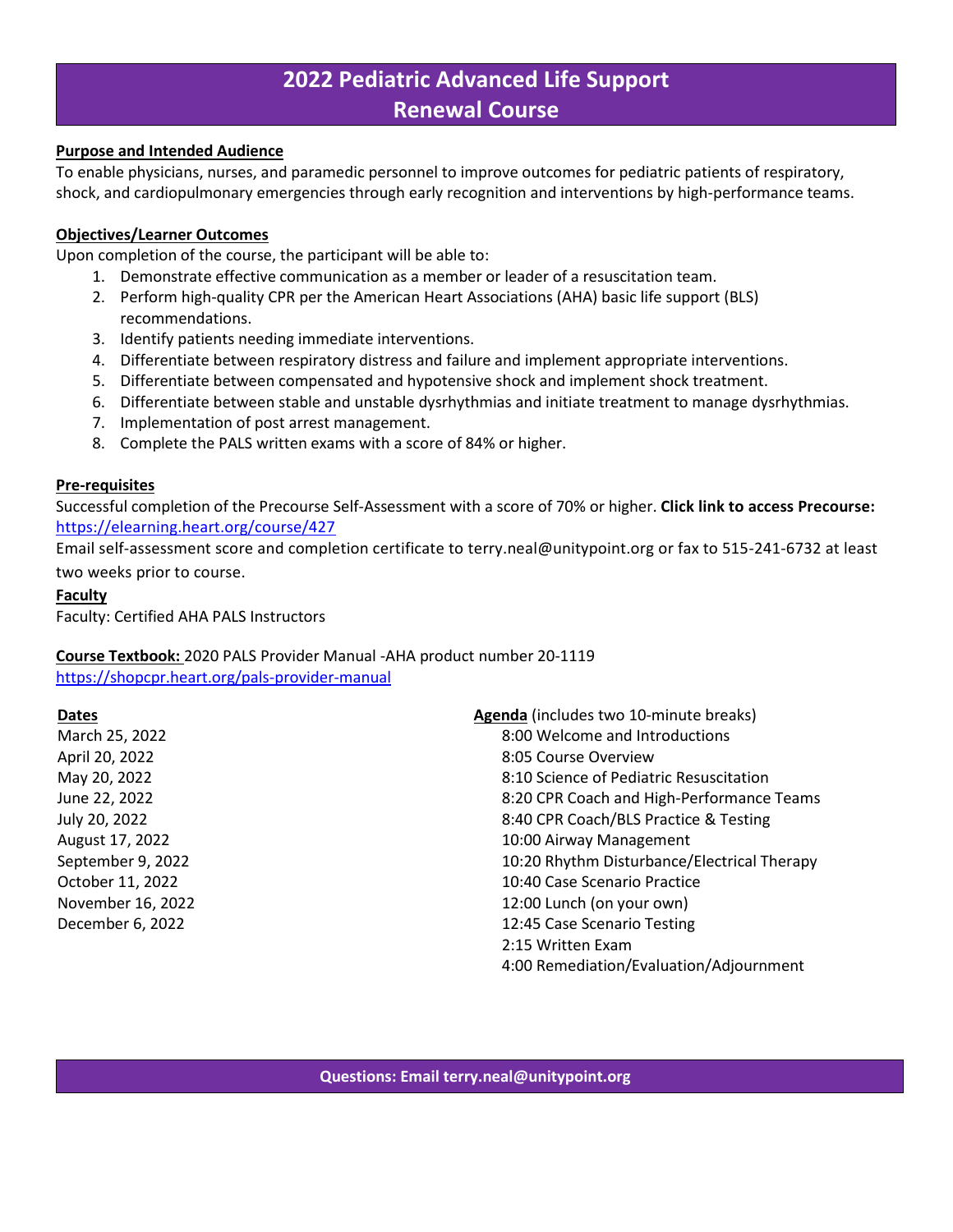# 2022 Pediatric Advanced Life Support Renewal Course

**Purpose and Intended Audience**

To enable physicians, nurses, and paramedic personnel to improve outcomes for pediatric patients of respiratory, shock, and cardiopulmonary emergencies through early recognition and interventions by high-performance teams.

**Objectives/Learner Outcomes**

Upon completion of the course, the participant will be able to:

1. Demonstrate effective communication as a member or leader of a resuscitation team.
2. Perform high-quality CPR per the American Heart Associations (AHA) basic life support (BLS) recommendations.
3. Identify patients needing immediate interventions.
4. Differentiate between respiratory distress and failure and implement appropriate interventions.
5. Differentiate between compensated and hypotensive shock and implement shock treatment.
6. Differentiate between stable and unstable dysrhythmias and initiate treatment to manage dysrhythmias.
7. Implementation of post arrest management.
8. Complete the PALS written exams with a score of 84% or higher.

**Pre-requisites**

Successful completion of the Precourse Self-Assessment with a score of 70% or higher. **Click link to access Precourse:** https://elearning.heart.org/course/427

Email self-assessment score and completion certificate to terry.neal@unitypoint.org or fax to 515-241-6732 at least two weeks prior to course.

**Faculty**

Faculty: Certified AHA PALS Instructors

**Course Textbook:** 2020 PALS Provider Manual -AHA product number 20-1119
https://shopcpr.heart.org/pals-provider-manual

**Dates**

March 25, 2022
April 20, 2022
May 20, 2022
June 22, 2022
July 20, 2022
August 17, 2022
September 9, 2022
October 11, 2022
November 16, 2022
December 6, 2022

**Agenda** (includes two 10-minute breaks)

- 8:00 Welcome and Introductions
- 8:05 Course Overview
- 8:10 Science of Pediatric Resuscitation
- 8:20 CPR Coach and High-Performance Teams
- 8:40 CPR Coach/BLS Practice & Testing
- 10:00 Airway Management
- 10:20 Rhythm Disturbance/Electrical Therapy
- 10:40 Case Scenario Practice
- 12:00 Lunch (on your own)
- 12:45 Case Scenario Testing
- 2:15 Written Exam
- 4:00 Remediation/Evaluation/Adjournment

**Questions: Email terry.neal@unitypoint.org**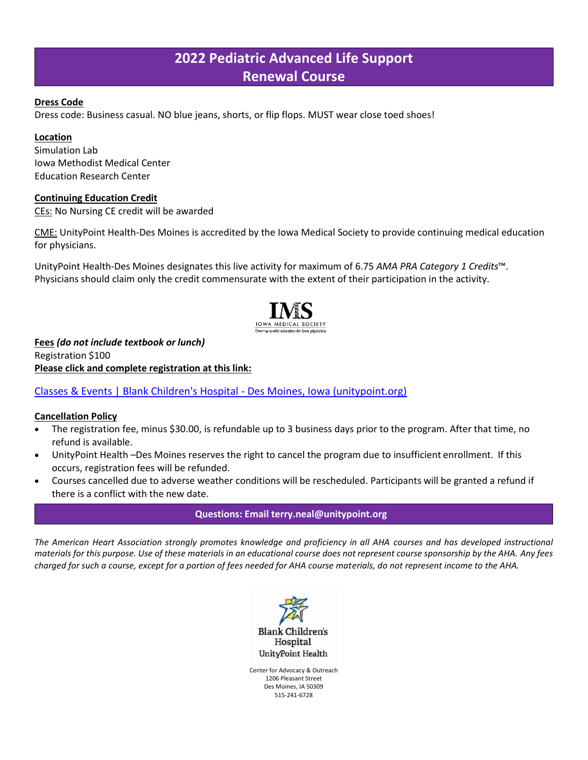# 2022 Pediatric Advanced Life Support Renewal Course

**Dress Code**

Dress code: Business casual. NO blue jeans, shorts, or flip flops. MUST wear close toed shoes!

**Location**

Simulation Lab
Iowa Methodist Medical Center
Education Research Center

**Continuing Education Credit**

CEs: No Nursing CE credit will be awarded

CME: UnityPoint Health-Des Moines is accredited by the Iowa Medical Society to provide continuing medical education for physicians.

UnityPoint Health-Des Moines designates this live activity for maximum of 6.75 *AMA PRA Category 1 Credits*™. Physicians should claim only the credit commensurate with the extent of their participation in the activity.

IMS
IOWA MEDICAL SOCIETY
Ensuring quality education for Iowa physicians

**Fees** ***(do not include textbook or lunch)***
Registration $100
**Please click and complete registration at this link:**

Classes & Events | Blank Children's Hospital - Des Moines, Iowa (unitypoint.org)

**Cancellation Policy**

- The registration fee, minus $30.00, is refundable up to 3 business days prior to the program. After that time, no refund is available.
- UnityPoint Health –Des Moines reserves the right to cancel the program due to insufficient enrollment. If this occurs, registration fees will be refunded.
- Courses cancelled due to adverse weather conditions will be rescheduled. Participants will be granted a refund if there is a conflict with the new date.

**Questions: Email terry.neal@unitypoint.org**

*The American Heart Association strongly promotes knowledge and proficiency in all AHA courses and has developed instructional materials for this purpose. Use of these materials in an educational course does not represent course sponsorship by the AHA. Any fees charged for such a course, except for a portion of fees needed for AHA course materials, do not represent income to the AHA.*

Blank Children's Hospital
UnityPoint Health

Center for Advocacy & Outreach
1206 Pleasant Street
Des Moines, IA 50309
515-241-6728